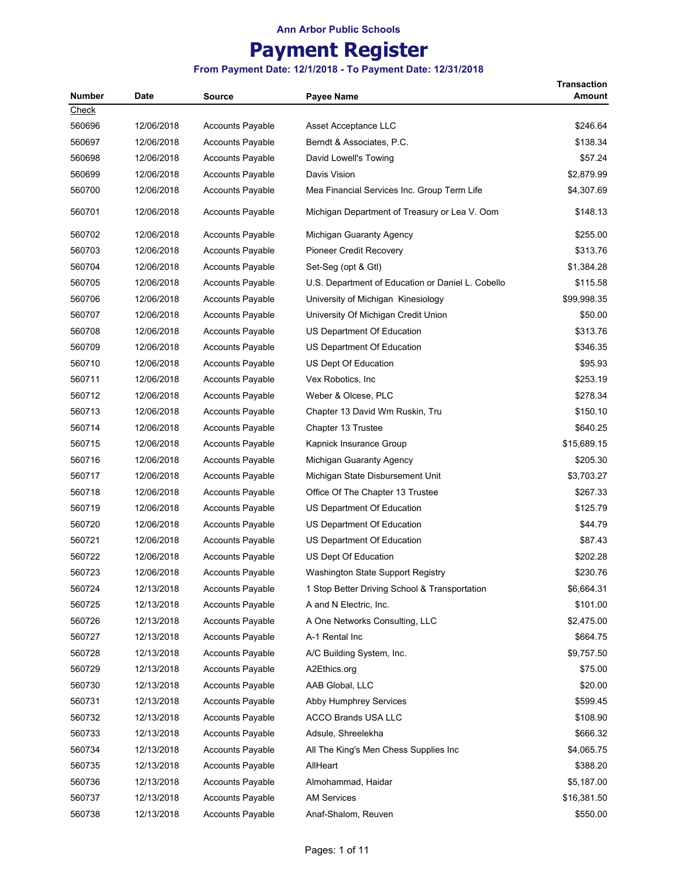**Ann Arbor Public Schools**

# Payment Register

**From Payment Date: 12/1/2018 - To Payment Date: 12/31/2018**

| Number | Date | Source | Payee Name | Transaction Amount |
|---|---|---|---|---|
| Check | | | | |
| 560696 | 12/06/2018 | Accounts Payable | Asset Acceptance LLC | $246.64 |
| 560697 | 12/06/2018 | Accounts Payable | Berndt & Associates, P.C. | $138.34 |
| 560698 | 12/06/2018 | Accounts Payable | David Lowell's Towing | $57.24 |
| 560699 | 12/06/2018 | Accounts Payable | Davis Vision | $2,879.99 |
| 560700 | 12/06/2018 | Accounts Payable | Mea Financial Services Inc. Group Term Life | $4,307.69 |
| 560701 | 12/06/2018 | Accounts Payable | Michigan Department of Treasury or Lea V. Oom | $148.13 |
| 560702 | 12/06/2018 | Accounts Payable | Michigan Guaranty Agency | $255.00 |
| 560703 | 12/06/2018 | Accounts Payable | Pioneer Credit Recovery | $313.76 |
| 560704 | 12/06/2018 | Accounts Payable | Set-Seg (opt & Gtl) | $1,384.28 |
| 560705 | 12/06/2018 | Accounts Payable | U.S. Department of Education or Daniel L. Cobello | $115.58 |
| 560706 | 12/06/2018 | Accounts Payable | University of Michigan Kinesiology | $99,998.35 |
| 560707 | 12/06/2018 | Accounts Payable | University Of Michigan Credit Union | $50.00 |
| 560708 | 12/06/2018 | Accounts Payable | US Department Of Education | $313.76 |
| 560709 | 12/06/2018 | Accounts Payable | US Department Of Education | $346.35 |
| 560710 | 12/06/2018 | Accounts Payable | US Dept Of Education | $95.93 |
| 560711 | 12/06/2018 | Accounts Payable | Vex Robotics, Inc | $253.19 |
| 560712 | 12/06/2018 | Accounts Payable | Weber & Olcese, PLC | $278.34 |
| 560713 | 12/06/2018 | Accounts Payable | Chapter 13 David Wm Ruskin, Tru | $150.10 |
| 560714 | 12/06/2018 | Accounts Payable | Chapter 13 Trustee | $640.25 |
| 560715 | 12/06/2018 | Accounts Payable | Kapnick Insurance Group | $15,689.15 |
| 560716 | 12/06/2018 | Accounts Payable | Michigan Guaranty Agency | $205.30 |
| 560717 | 12/06/2018 | Accounts Payable | Michigan State Disbursement Unit | $3,703.27 |
| 560718 | 12/06/2018 | Accounts Payable | Office Of The Chapter 13 Trustee | $267.33 |
| 560719 | 12/06/2018 | Accounts Payable | US Department Of Education | $125.79 |
| 560720 | 12/06/2018 | Accounts Payable | US Department Of Education | $44.79 |
| 560721 | 12/06/2018 | Accounts Payable | US Department Of Education | $87.43 |
| 560722 | 12/06/2018 | Accounts Payable | US Dept Of Education | $202.28 |
| 560723 | 12/06/2018 | Accounts Payable | Washington State Support Registry | $230.76 |
| 560724 | 12/13/2018 | Accounts Payable | 1 Stop Better Driving School & Transportation | $6,664.31 |
| 560725 | 12/13/2018 | Accounts Payable | A and N Electric, Inc. | $101.00 |
| 560726 | 12/13/2018 | Accounts Payable | A One Networks Consulting, LLC | $2,475.00 |
| 560727 | 12/13/2018 | Accounts Payable | A-1 Rental Inc | $664.75 |
| 560728 | 12/13/2018 | Accounts Payable | A/C Building System, Inc. | $9,757.50 |
| 560729 | 12/13/2018 | Accounts Payable | A2Ethics.org | $75.00 |
| 560730 | 12/13/2018 | Accounts Payable | AAB Global, LLC | $20.00 |
| 560731 | 12/13/2018 | Accounts Payable | Abby Humphrey Services | $599.45 |
| 560732 | 12/13/2018 | Accounts Payable | ACCO Brands USA LLC | $108.90 |
| 560733 | 12/13/2018 | Accounts Payable | Adsule, Shreelekha | $666.32 |
| 560734 | 12/13/2018 | Accounts Payable | All The King's Men Chess Supplies Inc | $4,065.75 |
| 560735 | 12/13/2018 | Accounts Payable | AllHeart | $388.20 |
| 560736 | 12/13/2018 | Accounts Payable | Almohammad, Haidar | $5,187.00 |
| 560737 | 12/13/2018 | Accounts Payable | AM Services | $16,381.50 |
| 560738 | 12/13/2018 | Accounts Payable | Anaf-Shalom, Reuven | $550.00 |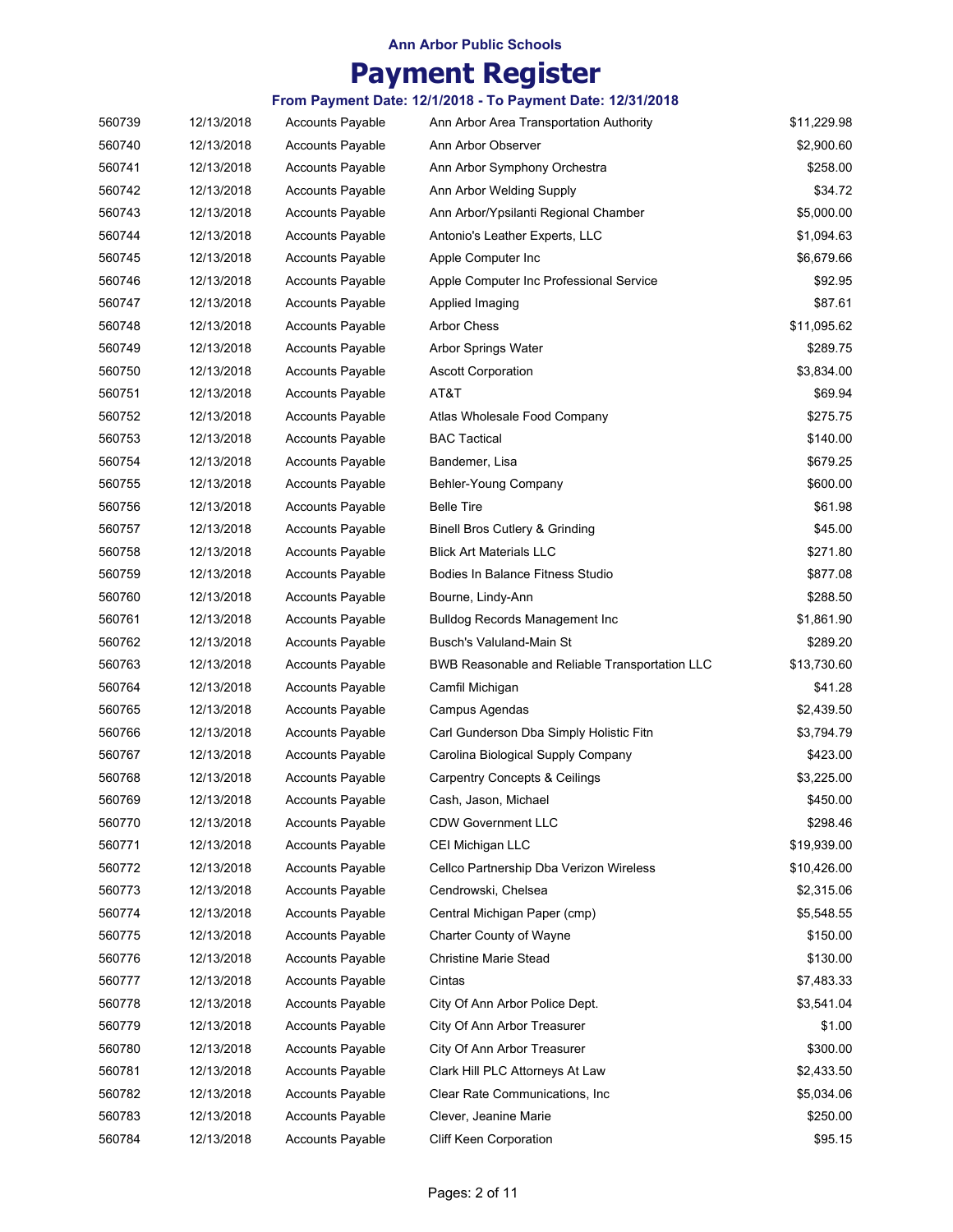**Ann Arbor Public Schools**

# Payment Register

**From Payment Date: 12/1/2018 - To Payment Date: 12/31/2018**

| | | | | |
|---|---|---|---|---|
| 560739 | 12/13/2018 | Accounts Payable | Ann Arbor Area Transportation Authority | $11,229.98 |
| 560740 | 12/13/2018 | Accounts Payable | Ann Arbor Observer | $2,900.60 |
| 560741 | 12/13/2018 | Accounts Payable | Ann Arbor Symphony Orchestra | $258.00 |
| 560742 | 12/13/2018 | Accounts Payable | Ann Arbor Welding Supply | $34.72 |
| 560743 | 12/13/2018 | Accounts Payable | Ann Arbor/Ypsilanti Regional Chamber | $5,000.00 |
| 560744 | 12/13/2018 | Accounts Payable | Antonio's Leather Experts, LLC | $1,094.63 |
| 560745 | 12/13/2018 | Accounts Payable | Apple Computer Inc | $6,679.66 |
| 560746 | 12/13/2018 | Accounts Payable | Apple Computer Inc Professional Service | $92.95 |
| 560747 | 12/13/2018 | Accounts Payable | Applied Imaging | $87.61 |
| 560748 | 12/13/2018 | Accounts Payable | Arbor Chess | $11,095.62 |
| 560749 | 12/13/2018 | Accounts Payable | Arbor Springs Water | $289.75 |
| 560750 | 12/13/2018 | Accounts Payable | Ascott Corporation | $3,834.00 |
| 560751 | 12/13/2018 | Accounts Payable | AT&T | $69.94 |
| 560752 | 12/13/2018 | Accounts Payable | Atlas Wholesale Food Company | $275.75 |
| 560753 | 12/13/2018 | Accounts Payable | BAC Tactical | $140.00 |
| 560754 | 12/13/2018 | Accounts Payable | Bandemer, Lisa | $679.25 |
| 560755 | 12/13/2018 | Accounts Payable | Behler-Young Company | $600.00 |
| 560756 | 12/13/2018 | Accounts Payable | Belle Tire | $61.98 |
| 560757 | 12/13/2018 | Accounts Payable | Binell Bros Cutlery & Grinding | $45.00 |
| 560758 | 12/13/2018 | Accounts Payable | Blick Art Materials LLC | $271.80 |
| 560759 | 12/13/2018 | Accounts Payable | Bodies In Balance Fitness Studio | $877.08 |
| 560760 | 12/13/2018 | Accounts Payable | Bourne, Lindy-Ann | $288.50 |
| 560761 | 12/13/2018 | Accounts Payable | Bulldog Records Management Inc | $1,861.90 |
| 560762 | 12/13/2018 | Accounts Payable | Busch's Valuland-Main St | $289.20 |
| 560763 | 12/13/2018 | Accounts Payable | BWB Reasonable and Reliable Transportation LLC | $13,730.60 |
| 560764 | 12/13/2018 | Accounts Payable | Camfil Michigan | $41.28 |
| 560765 | 12/13/2018 | Accounts Payable | Campus Agendas | $2,439.50 |
| 560766 | 12/13/2018 | Accounts Payable | Carl Gunderson Dba Simply Holistic Fitn | $3,794.79 |
| 560767 | 12/13/2018 | Accounts Payable | Carolina Biological Supply Company | $423.00 |
| 560768 | 12/13/2018 | Accounts Payable | Carpentry Concepts & Ceilings | $3,225.00 |
| 560769 | 12/13/2018 | Accounts Payable | Cash, Jason, Michael | $450.00 |
| 560770 | 12/13/2018 | Accounts Payable | CDW Government LLC | $298.46 |
| 560771 | 12/13/2018 | Accounts Payable | CEI Michigan LLC | $19,939.00 |
| 560772 | 12/13/2018 | Accounts Payable | Cellco Partnership Dba Verizon Wireless | $10,426.00 |
| 560773 | 12/13/2018 | Accounts Payable | Cendrowski, Chelsea | $2,315.06 |
| 560774 | 12/13/2018 | Accounts Payable | Central Michigan Paper (cmp) | $5,548.55 |
| 560775 | 12/13/2018 | Accounts Payable | Charter County of Wayne | $150.00 |
| 560776 | 12/13/2018 | Accounts Payable | Christine Marie Stead | $130.00 |
| 560777 | 12/13/2018 | Accounts Payable | Cintas | $7,483.33 |
| 560778 | 12/13/2018 | Accounts Payable | City Of Ann Arbor Police Dept. | $3,541.04 |
| 560779 | 12/13/2018 | Accounts Payable | City Of Ann Arbor Treasurer | $1.00 |
| 560780 | 12/13/2018 | Accounts Payable | City Of Ann Arbor Treasurer | $300.00 |
| 560781 | 12/13/2018 | Accounts Payable | Clark Hill PLC Attorneys At Law | $2,433.50 |
| 560782 | 12/13/2018 | Accounts Payable | Clear Rate Communications, Inc | $5,034.06 |
| 560783 | 12/13/2018 | Accounts Payable | Clever, Jeanine Marie | $250.00 |
| 560784 | 12/13/2018 | Accounts Payable | Cliff Keen Corporation | $95.15 |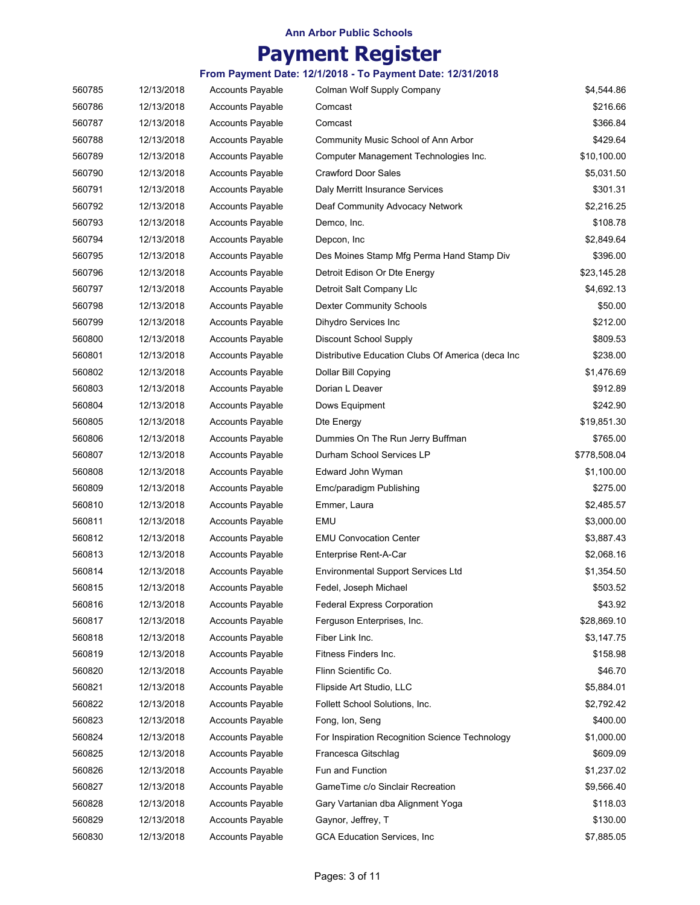# Ann Arbor Public Schools

# Payment Register

### From Payment Date: 12/1/2018 - To Payment Date: 12/31/2018

| | | | | |
|---|---|---|---|---|
| 560785 | 12/13/2018 | Accounts Payable | Colman Wolf Supply Company | $4,544.86 |
| 560786 | 12/13/2018 | Accounts Payable | Comcast | $216.66 |
| 560787 | 12/13/2018 | Accounts Payable | Comcast | $366.84 |
| 560788 | 12/13/2018 | Accounts Payable | Community Music School of Ann Arbor | $429.64 |
| 560789 | 12/13/2018 | Accounts Payable | Computer Management Technologies Inc. | $10,100.00 |
| 560790 | 12/13/2018 | Accounts Payable | Crawford Door Sales | $5,031.50 |
| 560791 | 12/13/2018 | Accounts Payable | Daly Merritt Insurance Services | $301.31 |
| 560792 | 12/13/2018 | Accounts Payable | Deaf Community Advocacy Network | $2,216.25 |
| 560793 | 12/13/2018 | Accounts Payable | Demco, Inc. | $108.78 |
| 560794 | 12/13/2018 | Accounts Payable | Depcon, Inc | $2,849.64 |
| 560795 | 12/13/2018 | Accounts Payable | Des Moines Stamp Mfg Perma Hand Stamp Div | $396.00 |
| 560796 | 12/13/2018 | Accounts Payable | Detroit Edison Or Dte Energy | $23,145.28 |
| 560797 | 12/13/2018 | Accounts Payable | Detroit Salt Company Llc | $4,692.13 |
| 560798 | 12/13/2018 | Accounts Payable | Dexter Community Schools | $50.00 |
| 560799 | 12/13/2018 | Accounts Payable | Dihydro Services Inc | $212.00 |
| 560800 | 12/13/2018 | Accounts Payable | Discount School Supply | $809.53 |
| 560801 | 12/13/2018 | Accounts Payable | Distributive Education Clubs Of America (deca Inc | $238.00 |
| 560802 | 12/13/2018 | Accounts Payable | Dollar Bill Copying | $1,476.69 |
| 560803 | 12/13/2018 | Accounts Payable | Dorian L Deaver | $912.89 |
| 560804 | 12/13/2018 | Accounts Payable | Dows Equipment | $242.90 |
| 560805 | 12/13/2018 | Accounts Payable | Dte Energy | $19,851.30 |
| 560806 | 12/13/2018 | Accounts Payable | Dummies On The Run Jerry Buffman | $765.00 |
| 560807 | 12/13/2018 | Accounts Payable | Durham School Services LP | $778,508.04 |
| 560808 | 12/13/2018 | Accounts Payable | Edward John Wyman | $1,100.00 |
| 560809 | 12/13/2018 | Accounts Payable | Emc/paradigm Publishing | $275.00 |
| 560810 | 12/13/2018 | Accounts Payable | Emmer, Laura | $2,485.57 |
| 560811 | 12/13/2018 | Accounts Payable | EMU | $3,000.00 |
| 560812 | 12/13/2018 | Accounts Payable | EMU Convocation Center | $3,887.43 |
| 560813 | 12/13/2018 | Accounts Payable | Enterprise Rent-A-Car | $2,068.16 |
| 560814 | 12/13/2018 | Accounts Payable | Environmental Support Services Ltd | $1,354.50 |
| 560815 | 12/13/2018 | Accounts Payable | Fedel, Joseph Michael | $503.52 |
| 560816 | 12/13/2018 | Accounts Payable | Federal Express Corporation | $43.92 |
| 560817 | 12/13/2018 | Accounts Payable | Ferguson Enterprises, Inc. | $28,869.10 |
| 560818 | 12/13/2018 | Accounts Payable | Fiber Link Inc. | $3,147.75 |
| 560819 | 12/13/2018 | Accounts Payable | Fitness Finders Inc. | $158.98 |
| 560820 | 12/13/2018 | Accounts Payable | Flinn Scientific Co. | $46.70 |
| 560821 | 12/13/2018 | Accounts Payable | Flipside Art Studio, LLC | $5,884.01 |
| 560822 | 12/13/2018 | Accounts Payable | Follett School Solutions, Inc. | $2,792.42 |
| 560823 | 12/13/2018 | Accounts Payable | Fong, Ion, Seng | $400.00 |
| 560824 | 12/13/2018 | Accounts Payable | For Inspiration Recognition Science Technology | $1,000.00 |
| 560825 | 12/13/2018 | Accounts Payable | Francesca Gitschlag | $609.09 |
| 560826 | 12/13/2018 | Accounts Payable | Fun and Function | $1,237.02 |
| 560827 | 12/13/2018 | Accounts Payable | GameTime c/o Sinclair Recreation | $9,566.40 |
| 560828 | 12/13/2018 | Accounts Payable | Gary Vartanian dba Alignment Yoga | $118.03 |
| 560829 | 12/13/2018 | Accounts Payable | Gaynor, Jeffrey, T | $130.00 |
| 560830 | 12/13/2018 | Accounts Payable | GCA Education Services, Inc | $7,885.05 |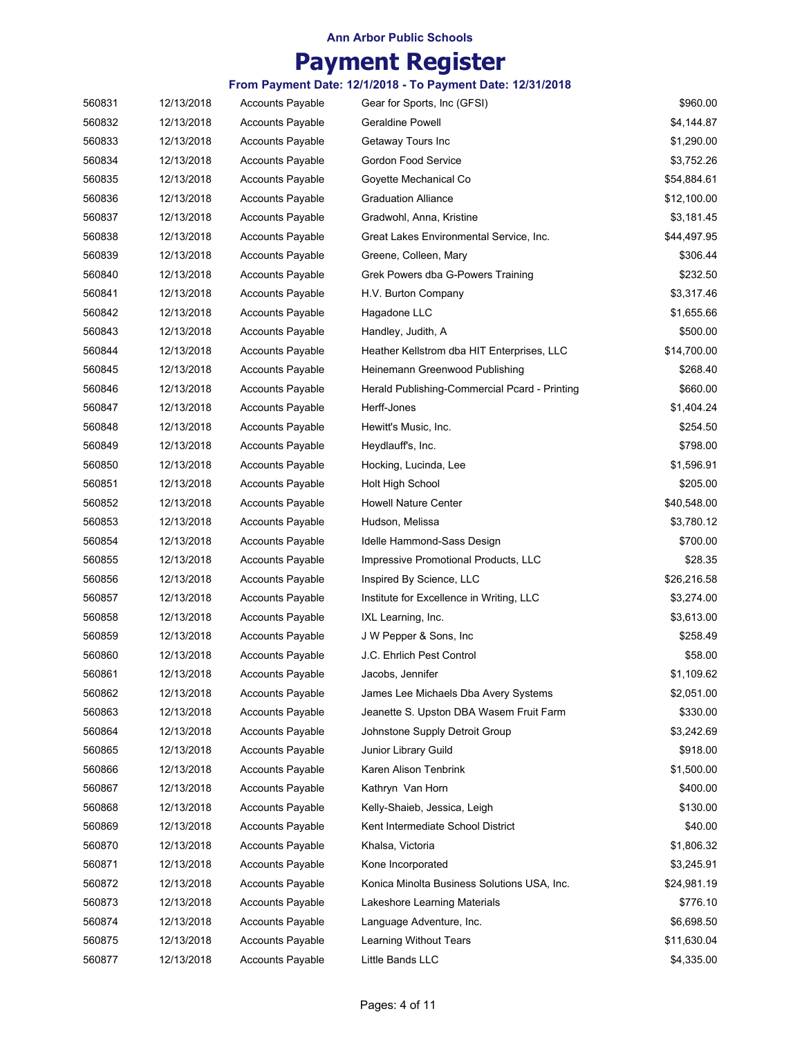# Ann Arbor Public Schools

# Payment Register

### From Payment Date: 12/1/2018 - To Payment Date: 12/31/2018

| | | | | |
|---|---|---|---|---|
| 560831 | 12/13/2018 | Accounts Payable | Gear for Sports, Inc (GFSI) | $960.00 |
| 560832 | 12/13/2018 | Accounts Payable | Geraldine Powell | $4,144.87 |
| 560833 | 12/13/2018 | Accounts Payable | Getaway Tours Inc | $1,290.00 |
| 560834 | 12/13/2018 | Accounts Payable | Gordon Food Service | $3,752.26 |
| 560835 | 12/13/2018 | Accounts Payable | Goyette Mechanical Co | $54,884.61 |
| 560836 | 12/13/2018 | Accounts Payable | Graduation Alliance | $12,100.00 |
| 560837 | 12/13/2018 | Accounts Payable | Gradwohl, Anna, Kristine | $3,181.45 |
| 560838 | 12/13/2018 | Accounts Payable | Great Lakes Environmental Service, Inc. | $44,497.95 |
| 560839 | 12/13/2018 | Accounts Payable | Greene, Colleen, Mary | $306.44 |
| 560840 | 12/13/2018 | Accounts Payable | Grek Powers dba G-Powers Training | $232.50 |
| 560841 | 12/13/2018 | Accounts Payable | H.V. Burton Company | $3,317.46 |
| 560842 | 12/13/2018 | Accounts Payable | Hagadone LLC | $1,655.66 |
| 560843 | 12/13/2018 | Accounts Payable | Handley, Judith, A | $500.00 |
| 560844 | 12/13/2018 | Accounts Payable | Heather Kellstrom dba HIT Enterprises, LLC | $14,700.00 |
| 560845 | 12/13/2018 | Accounts Payable | Heinemann Greenwood Publishing | $268.40 |
| 560846 | 12/13/2018 | Accounts Payable | Herald Publishing-Commercial Pcard - Printing | $660.00 |
| 560847 | 12/13/2018 | Accounts Payable | Herff-Jones | $1,404.24 |
| 560848 | 12/13/2018 | Accounts Payable | Hewitt's Music, Inc. | $254.50 |
| 560849 | 12/13/2018 | Accounts Payable | Heydlauff's, Inc. | $798.00 |
| 560850 | 12/13/2018 | Accounts Payable | Hocking, Lucinda, Lee | $1,596.91 |
| 560851 | 12/13/2018 | Accounts Payable | Holt High School | $205.00 |
| 560852 | 12/13/2018 | Accounts Payable | Howell Nature Center | $40,548.00 |
| 560853 | 12/13/2018 | Accounts Payable | Hudson, Melissa | $3,780.12 |
| 560854 | 12/13/2018 | Accounts Payable | Idelle Hammond-Sass Design | $700.00 |
| 560855 | 12/13/2018 | Accounts Payable | Impressive Promotional Products, LLC | $28.35 |
| 560856 | 12/13/2018 | Accounts Payable | Inspired By Science, LLC | $26,216.58 |
| 560857 | 12/13/2018 | Accounts Payable | Institute for Excellence in Writing, LLC | $3,274.00 |
| 560858 | 12/13/2018 | Accounts Payable | IXL Learning, Inc. | $3,613.00 |
| 560859 | 12/13/2018 | Accounts Payable | J W Pepper & Sons, Inc | $258.49 |
| 560860 | 12/13/2018 | Accounts Payable | J.C. Ehrlich Pest Control | $58.00 |
| 560861 | 12/13/2018 | Accounts Payable | Jacobs, Jennifer | $1,109.62 |
| 560862 | 12/13/2018 | Accounts Payable | James Lee Michaels Dba Avery Systems | $2,051.00 |
| 560863 | 12/13/2018 | Accounts Payable | Jeanette S. Upston DBA Wasem Fruit Farm | $330.00 |
| 560864 | 12/13/2018 | Accounts Payable | Johnstone Supply Detroit Group | $3,242.69 |
| 560865 | 12/13/2018 | Accounts Payable | Junior Library Guild | $918.00 |
| 560866 | 12/13/2018 | Accounts Payable | Karen Alison Tenbrink | $1,500.00 |
| 560867 | 12/13/2018 | Accounts Payable | Kathryn Van Horn | $400.00 |
| 560868 | 12/13/2018 | Accounts Payable | Kelly-Shaieb, Jessica, Leigh | $130.00 |
| 560869 | 12/13/2018 | Accounts Payable | Kent Intermediate School District | $40.00 |
| 560870 | 12/13/2018 | Accounts Payable | Khalsa, Victoria | $1,806.32 |
| 560871 | 12/13/2018 | Accounts Payable | Kone Incorporated | $3,245.91 |
| 560872 | 12/13/2018 | Accounts Payable | Konica Minolta Business Solutions USA, Inc. | $24,981.19 |
| 560873 | 12/13/2018 | Accounts Payable | Lakeshore Learning Materials | $776.10 |
| 560874 | 12/13/2018 | Accounts Payable | Language Adventure, Inc. | $6,698.50 |
| 560875 | 12/13/2018 | Accounts Payable | Learning Without Tears | $11,630.04 |
| 560877 | 12/13/2018 | Accounts Payable | Little Bands LLC | $4,335.00 |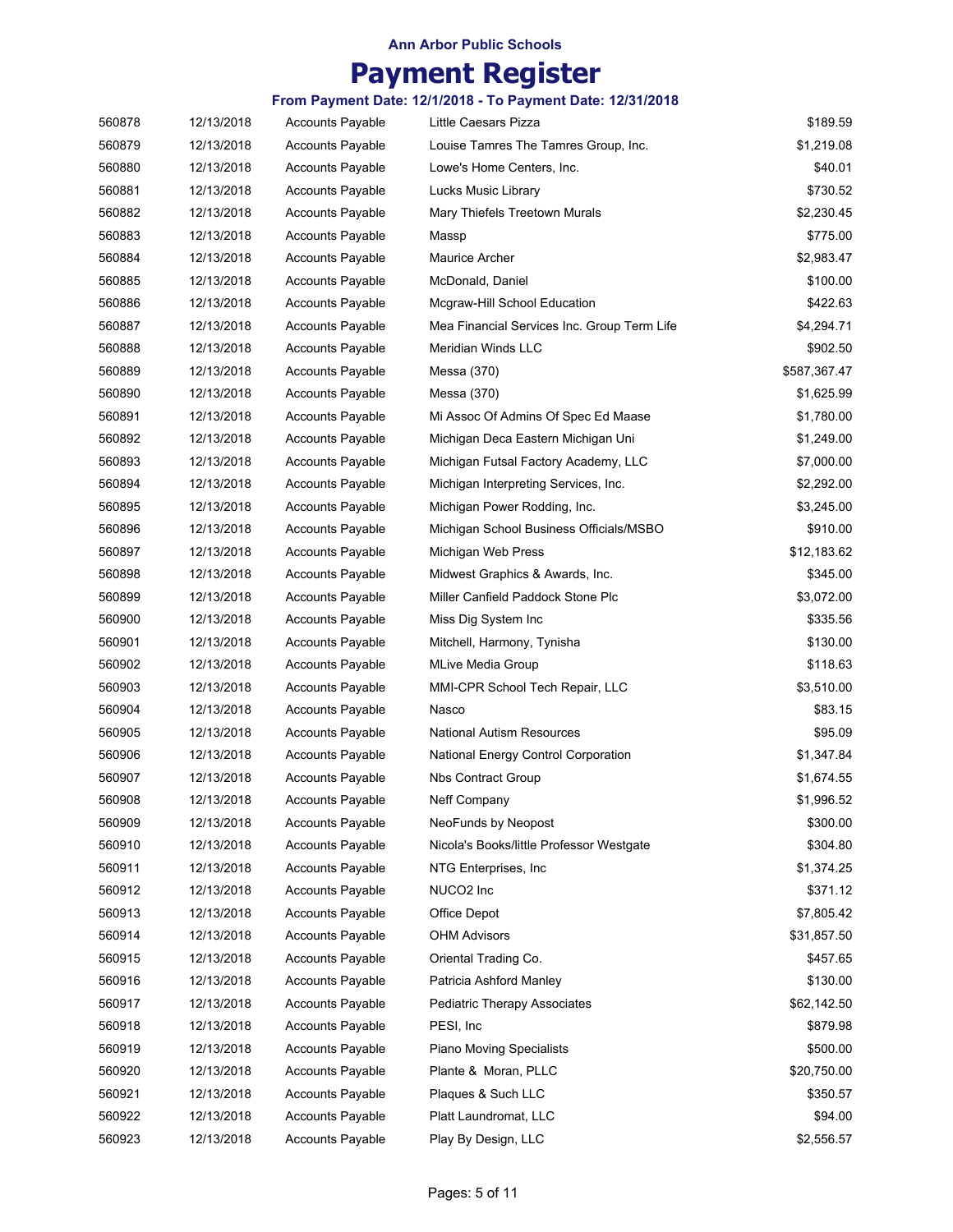**Ann Arbor Public Schools**

# Payment Register

### From Payment Date: 12/1/2018 - To Payment Date: 12/31/2018

| | | | | |
|---|---|---|---|---|
| 560878 | 12/13/2018 | Accounts Payable | Little Caesars Pizza | $189.59 |
| 560879 | 12/13/2018 | Accounts Payable | Louise Tamres The Tamres Group, Inc. | $1,219.08 |
| 560880 | 12/13/2018 | Accounts Payable | Lowe's Home Centers, Inc. | $40.01 |
| 560881 | 12/13/2018 | Accounts Payable | Lucks Music Library | $730.52 |
| 560882 | 12/13/2018 | Accounts Payable | Mary Thiefels Treetown Murals | $2,230.45 |
| 560883 | 12/13/2018 | Accounts Payable | Massp | $775.00 |
| 560884 | 12/13/2018 | Accounts Payable | Maurice Archer | $2,983.47 |
| 560885 | 12/13/2018 | Accounts Payable | McDonald, Daniel | $100.00 |
| 560886 | 12/13/2018 | Accounts Payable | Mcgraw-Hill School Education | $422.63 |
| 560887 | 12/13/2018 | Accounts Payable | Mea Financial Services Inc. Group Term Life | $4,294.71 |
| 560888 | 12/13/2018 | Accounts Payable | Meridian Winds LLC | $902.50 |
| 560889 | 12/13/2018 | Accounts Payable | Messa (370) | $587,367.47 |
| 560890 | 12/13/2018 | Accounts Payable | Messa (370) | $1,625.99 |
| 560891 | 12/13/2018 | Accounts Payable | Mi Assoc Of Admins Of Spec Ed Maase | $1,780.00 |
| 560892 | 12/13/2018 | Accounts Payable | Michigan Deca Eastern Michigan Uni | $1,249.00 |
| 560893 | 12/13/2018 | Accounts Payable | Michigan Futsal Factory Academy, LLC | $7,000.00 |
| 560894 | 12/13/2018 | Accounts Payable | Michigan Interpreting Services, Inc. | $2,292.00 |
| 560895 | 12/13/2018 | Accounts Payable | Michigan Power Rodding, Inc. | $3,245.00 |
| 560896 | 12/13/2018 | Accounts Payable | Michigan School Business Officials/MSBO | $910.00 |
| 560897 | 12/13/2018 | Accounts Payable | Michigan Web Press | $12,183.62 |
| 560898 | 12/13/2018 | Accounts Payable | Midwest Graphics & Awards, Inc. | $345.00 |
| 560899 | 12/13/2018 | Accounts Payable | Miller Canfield Paddock Stone Plc | $3,072.00 |
| 560900 | 12/13/2018 | Accounts Payable | Miss Dig System Inc | $335.56 |
| 560901 | 12/13/2018 | Accounts Payable | Mitchell, Harmony, Tynisha | $130.00 |
| 560902 | 12/13/2018 | Accounts Payable | MLive Media Group | $118.63 |
| 560903 | 12/13/2018 | Accounts Payable | MMI-CPR School Tech Repair, LLC | $3,510.00 |
| 560904 | 12/13/2018 | Accounts Payable | Nasco | $83.15 |
| 560905 | 12/13/2018 | Accounts Payable | National Autism Resources | $95.09 |
| 560906 | 12/13/2018 | Accounts Payable | National Energy Control Corporation | $1,347.84 |
| 560907 | 12/13/2018 | Accounts Payable | Nbs Contract Group | $1,674.55 |
| 560908 | 12/13/2018 | Accounts Payable | Neff Company | $1,996.52 |
| 560909 | 12/13/2018 | Accounts Payable | NeoFunds by Neopost | $300.00 |
| 560910 | 12/13/2018 | Accounts Payable | Nicola's Books/little Professor Westgate | $304.80 |
| 560911 | 12/13/2018 | Accounts Payable | NTG Enterprises, Inc | $1,374.25 |
| 560912 | 12/13/2018 | Accounts Payable | NUCO2 Inc | $371.12 |
| 560913 | 12/13/2018 | Accounts Payable | Office Depot | $7,805.42 |
| 560914 | 12/13/2018 | Accounts Payable | OHM Advisors | $31,857.50 |
| 560915 | 12/13/2018 | Accounts Payable | Oriental Trading Co. | $457.65 |
| 560916 | 12/13/2018 | Accounts Payable | Patricia Ashford Manley | $130.00 |
| 560917 | 12/13/2018 | Accounts Payable | Pediatric Therapy Associates | $62,142.50 |
| 560918 | 12/13/2018 | Accounts Payable | PESI, Inc | $879.98 |
| 560919 | 12/13/2018 | Accounts Payable | Piano Moving Specialists | $500.00 |
| 560920 | 12/13/2018 | Accounts Payable | Plante & Moran, PLLC | $20,750.00 |
| 560921 | 12/13/2018 | Accounts Payable | Plaques & Such LLC | $350.57 |
| 560922 | 12/13/2018 | Accounts Payable | Platt Laundromat, LLC | $94.00 |
| 560923 | 12/13/2018 | Accounts Payable | Play By Design, LLC | $2,556.57 |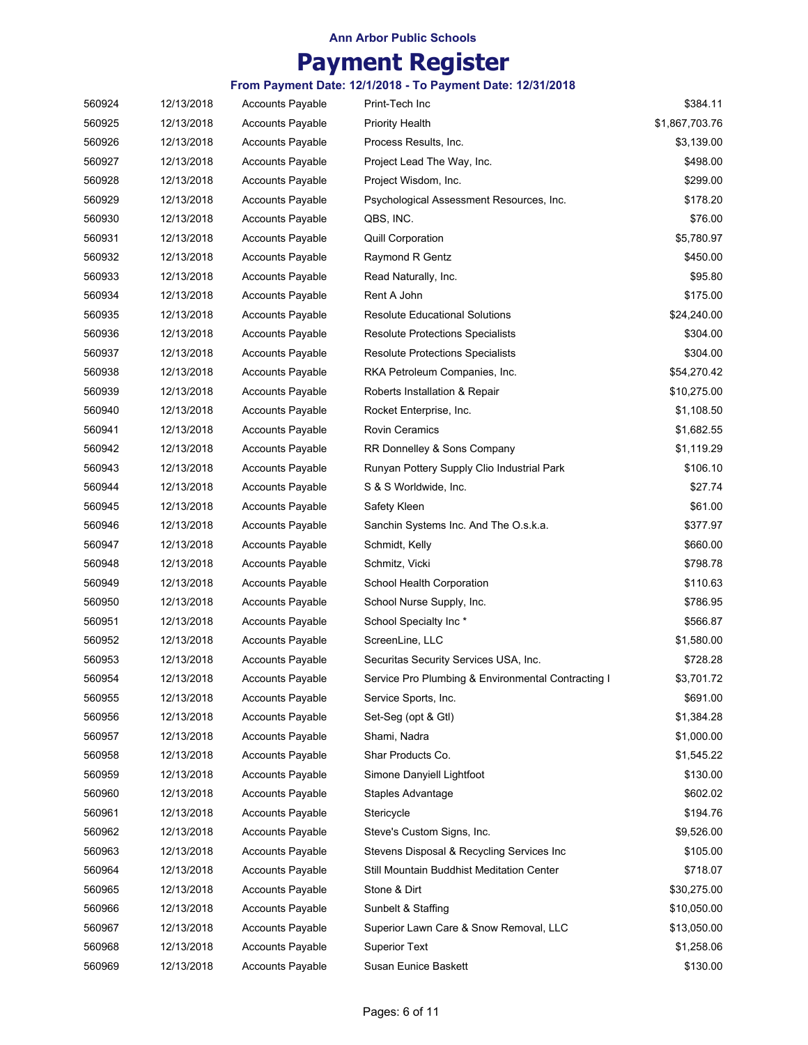Ann Arbor Public Schools

# Payment Register

**From Payment Date: 12/1/2018 - To Payment Date: 12/31/2018**

| | | | | |
|---|---|---|---|---|
| 560924 | 12/13/2018 | Accounts Payable | Print-Tech Inc | $384.11 |
| 560925 | 12/13/2018 | Accounts Payable | Priority Health | $1,867,703.76 |
| 560926 | 12/13/2018 | Accounts Payable | Process Results, Inc. | $3,139.00 |
| 560927 | 12/13/2018 | Accounts Payable | Project Lead The Way, Inc. | $498.00 |
| 560928 | 12/13/2018 | Accounts Payable | Project Wisdom, Inc. | $299.00 |
| 560929 | 12/13/2018 | Accounts Payable | Psychological Assessment Resources, Inc. | $178.20 |
| 560930 | 12/13/2018 | Accounts Payable | QBS, INC. | $76.00 |
| 560931 | 12/13/2018 | Accounts Payable | Quill Corporation | $5,780.97 |
| 560932 | 12/13/2018 | Accounts Payable | Raymond R Gentz | $450.00 |
| 560933 | 12/13/2018 | Accounts Payable | Read Naturally, Inc. | $95.80 |
| 560934 | 12/13/2018 | Accounts Payable | Rent A John | $175.00 |
| 560935 | 12/13/2018 | Accounts Payable | Resolute Educational Solutions | $24,240.00 |
| 560936 | 12/13/2018 | Accounts Payable | Resolute Protections Specialists | $304.00 |
| 560937 | 12/13/2018 | Accounts Payable | Resolute Protections Specialists | $304.00 |
| 560938 | 12/13/2018 | Accounts Payable | RKA Petroleum Companies, Inc. | $54,270.42 |
| 560939 | 12/13/2018 | Accounts Payable | Roberts Installation & Repair | $10,275.00 |
| 560940 | 12/13/2018 | Accounts Payable | Rocket Enterprise, Inc. | $1,108.50 |
| 560941 | 12/13/2018 | Accounts Payable | Rovin Ceramics | $1,682.55 |
| 560942 | 12/13/2018 | Accounts Payable | RR Donnelley & Sons Company | $1,119.29 |
| 560943 | 12/13/2018 | Accounts Payable | Runyan Pottery Supply Clio Industrial Park | $106.10 |
| 560944 | 12/13/2018 | Accounts Payable | S & S Worldwide, Inc. | $27.74 |
| 560945 | 12/13/2018 | Accounts Payable | Safety Kleen | $61.00 |
| 560946 | 12/13/2018 | Accounts Payable | Sanchin Systems Inc. And The O.s.k.a. | $377.97 |
| 560947 | 12/13/2018 | Accounts Payable | Schmidt, Kelly | $660.00 |
| 560948 | 12/13/2018 | Accounts Payable | Schmitz, Vicki | $798.78 |
| 560949 | 12/13/2018 | Accounts Payable | School Health Corporation | $110.63 |
| 560950 | 12/13/2018 | Accounts Payable | School Nurse Supply, Inc. | $786.95 |
| 560951 | 12/13/2018 | Accounts Payable | School Specialty Inc * | $566.87 |
| 560952 | 12/13/2018 | Accounts Payable | ScreenLine, LLC | $1,580.00 |
| 560953 | 12/13/2018 | Accounts Payable | Securitas Security Services USA, Inc. | $728.28 |
| 560954 | 12/13/2018 | Accounts Payable | Service Pro Plumbing & Environmental Contracting I | $3,701.72 |
| 560955 | 12/13/2018 | Accounts Payable | Service Sports, Inc. | $691.00 |
| 560956 | 12/13/2018 | Accounts Payable | Set-Seg (opt & Gtl) | $1,384.28 |
| 560957 | 12/13/2018 | Accounts Payable | Shami, Nadra | $1,000.00 |
| 560958 | 12/13/2018 | Accounts Payable | Shar Products Co. | $1,545.22 |
| 560959 | 12/13/2018 | Accounts Payable | Simone Danyiell Lightfoot | $130.00 |
| 560960 | 12/13/2018 | Accounts Payable | Staples Advantage | $602.02 |
| 560961 | 12/13/2018 | Accounts Payable | Stericycle | $194.76 |
| 560962 | 12/13/2018 | Accounts Payable | Steve's Custom Signs, Inc. | $9,526.00 |
| 560963 | 12/13/2018 | Accounts Payable | Stevens Disposal & Recycling Services Inc | $105.00 |
| 560964 | 12/13/2018 | Accounts Payable | Still Mountain Buddhist Meditation Center | $718.07 |
| 560965 | 12/13/2018 | Accounts Payable | Stone & Dirt | $30,275.00 |
| 560966 | 12/13/2018 | Accounts Payable | Sunbelt & Staffing | $10,050.00 |
| 560967 | 12/13/2018 | Accounts Payable | Superior Lawn Care & Snow Removal, LLC | $13,050.00 |
| 560968 | 12/13/2018 | Accounts Payable | Superior Text | $1,258.06 |
| 560969 | 12/13/2018 | Accounts Payable | Susan Eunice Baskett | $130.00 |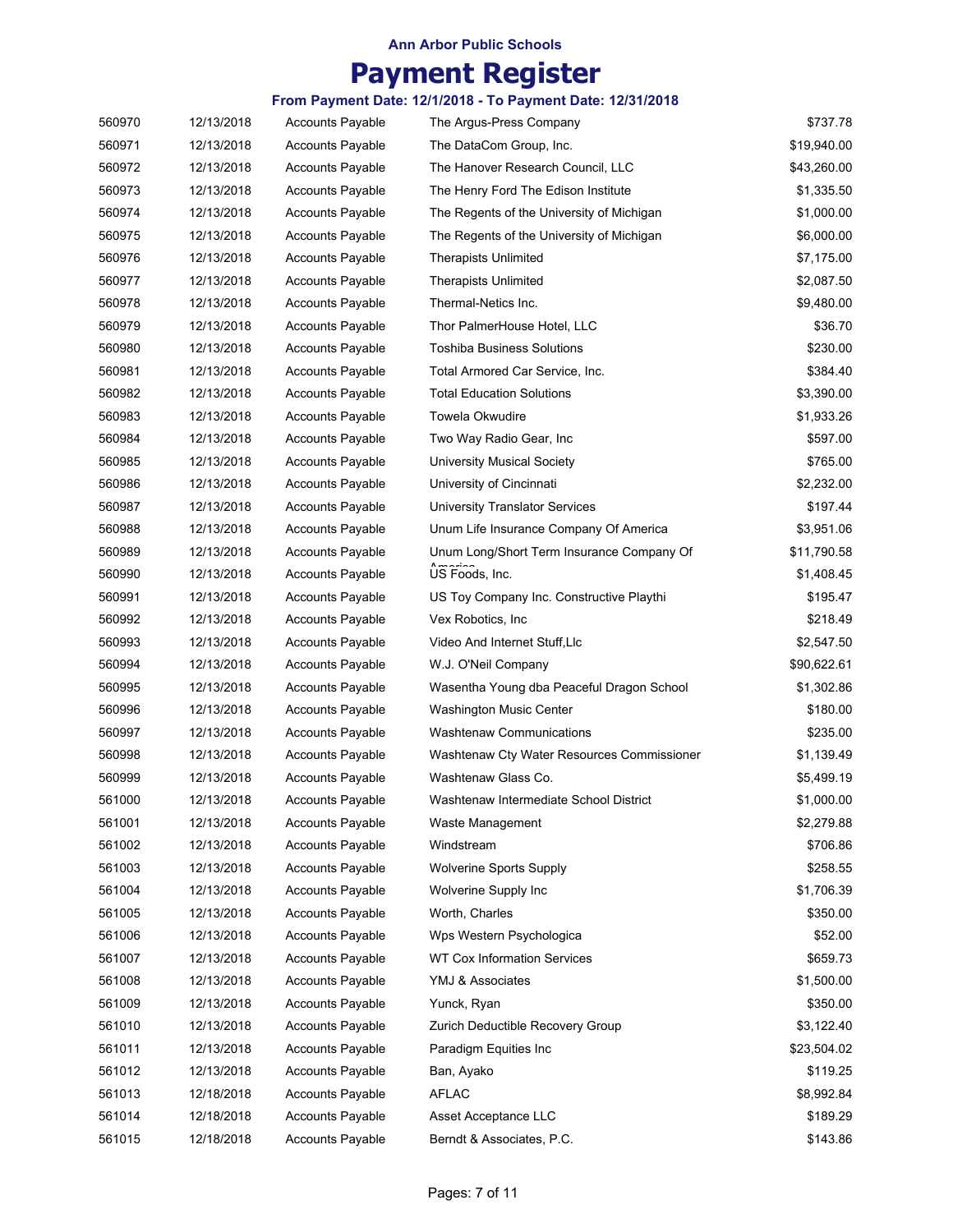**Ann Arbor Public Schools**

# Payment Register

**From Payment Date: 12/1/2018 - To Payment Date: 12/31/2018**

| | | | | |
|---|---|---|---|---|
| 560970 | 12/13/2018 | Accounts Payable | The Argus-Press Company | $737.78 |
| 560971 | 12/13/2018 | Accounts Payable | The DataCom Group, Inc. | $19,940.00 |
| 560972 | 12/13/2018 | Accounts Payable | The Hanover Research Council, LLC | $43,260.00 |
| 560973 | 12/13/2018 | Accounts Payable | The Henry Ford The Edison Institute | $1,335.50 |
| 560974 | 12/13/2018 | Accounts Payable | The Regents of the University of Michigan | $1,000.00 |
| 560975 | 12/13/2018 | Accounts Payable | The Regents of the University of Michigan | $6,000.00 |
| 560976 | 12/13/2018 | Accounts Payable | Therapists Unlimited | $7,175.00 |
| 560977 | 12/13/2018 | Accounts Payable | Therapists Unlimited | $2,087.50 |
| 560978 | 12/13/2018 | Accounts Payable | Thermal-Netics Inc. | $9,480.00 |
| 560979 | 12/13/2018 | Accounts Payable | Thor PalmerHouse Hotel, LLC | $36.70 |
| 560980 | 12/13/2018 | Accounts Payable | Toshiba Business Solutions | $230.00 |
| 560981 | 12/13/2018 | Accounts Payable | Total Armored Car Service, Inc. | $384.40 |
| 560982 | 12/13/2018 | Accounts Payable | Total Education Solutions | $3,390.00 |
| 560983 | 12/13/2018 | Accounts Payable | Towela Okwudire | $1,933.26 |
| 560984 | 12/13/2018 | Accounts Payable | Two Way Radio Gear, Inc | $597.00 |
| 560985 | 12/13/2018 | Accounts Payable | University Musical Society | $765.00 |
| 560986 | 12/13/2018 | Accounts Payable | University of Cincinnati | $2,232.00 |
| 560987 | 12/13/2018 | Accounts Payable | University Translator Services | $197.44 |
| 560988 | 12/13/2018 | Accounts Payable | Unum Life Insurance Company Of America | $3,951.06 |
| 560989 | 12/13/2018 | Accounts Payable | Unum Long/Short Term Insurance Company Of America | $11,790.58 |
| 560990 | 12/13/2018 | Accounts Payable | US Foods, Inc. | $1,408.45 |
| 560991 | 12/13/2018 | Accounts Payable | US Toy Company Inc. Constructive Playthi | $195.47 |
| 560992 | 12/13/2018 | Accounts Payable | Vex Robotics, Inc | $218.49 |
| 560993 | 12/13/2018 | Accounts Payable | Video And Internet Stuff,Llc | $2,547.50 |
| 560994 | 12/13/2018 | Accounts Payable | W.J. O'Neil Company | $90,622.61 |
| 560995 | 12/13/2018 | Accounts Payable | Wasentha Young dba Peaceful Dragon School | $1,302.86 |
| 560996 | 12/13/2018 | Accounts Payable | Washington Music Center | $180.00 |
| 560997 | 12/13/2018 | Accounts Payable | Washtenaw Communications | $235.00 |
| 560998 | 12/13/2018 | Accounts Payable | Washtenaw Cty Water Resources Commissioner | $1,139.49 |
| 560999 | 12/13/2018 | Accounts Payable | Washtenaw Glass Co. | $5,499.19 |
| 561000 | 12/13/2018 | Accounts Payable | Washtenaw Intermediate School District | $1,000.00 |
| 561001 | 12/13/2018 | Accounts Payable | Waste Management | $2,279.88 |
| 561002 | 12/13/2018 | Accounts Payable | Windstream | $706.86 |
| 561003 | 12/13/2018 | Accounts Payable | Wolverine Sports Supply | $258.55 |
| 561004 | 12/13/2018 | Accounts Payable | Wolverine Supply Inc | $1,706.39 |
| 561005 | 12/13/2018 | Accounts Payable | Worth, Charles | $350.00 |
| 561006 | 12/13/2018 | Accounts Payable | Wps Western Psychologica | $52.00 |
| 561007 | 12/13/2018 | Accounts Payable | WT Cox Information Services | $659.73 |
| 561008 | 12/13/2018 | Accounts Payable | YMJ & Associates | $1,500.00 |
| 561009 | 12/13/2018 | Accounts Payable | Yunck, Ryan | $350.00 |
| 561010 | 12/13/2018 | Accounts Payable | Zurich Deductible Recovery Group | $3,122.40 |
| 561011 | 12/13/2018 | Accounts Payable | Paradigm Equities Inc | $23,504.02 |
| 561012 | 12/13/2018 | Accounts Payable | Ban, Ayako | $119.25 |
| 561013 | 12/18/2018 | Accounts Payable | AFLAC | $8,992.84 |
| 561014 | 12/18/2018 | Accounts Payable | Asset Acceptance LLC | $189.29 |
| 561015 | 12/18/2018 | Accounts Payable | Berndt & Associates, P.C. | $143.86 |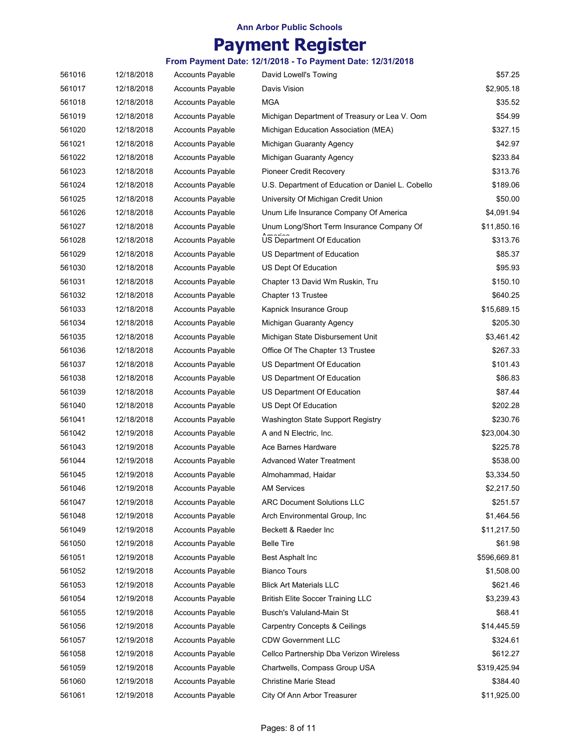**Ann Arbor Public Schools**

# Payment Register

**From Payment Date: 12/1/2018 - To Payment Date: 12/31/2018**

| | | | | |
|---|---|---|---|---|
| 561016 | 12/18/2018 | Accounts Payable | David Lowell's Towing | $57.25 |
| 561017 | 12/18/2018 | Accounts Payable | Davis Vision | $2,905.18 |
| 561018 | 12/18/2018 | Accounts Payable | MGA | $35.52 |
| 561019 | 12/18/2018 | Accounts Payable | Michigan Department of Treasury or Lea V. Oom | $54.99 |
| 561020 | 12/18/2018 | Accounts Payable | Michigan Education Association (MEA) | $327.15 |
| 561021 | 12/18/2018 | Accounts Payable | Michigan Guaranty Agency | $42.97 |
| 561022 | 12/18/2018 | Accounts Payable | Michigan Guaranty Agency | $233.84 |
| 561023 | 12/18/2018 | Accounts Payable | Pioneer Credit Recovery | $313.76 |
| 561024 | 12/18/2018 | Accounts Payable | U.S. Department of Education or Daniel L. Cobello | $189.06 |
| 561025 | 12/18/2018 | Accounts Payable | University Of Michigan Credit Union | $50.00 |
| 561026 | 12/18/2018 | Accounts Payable | Unum Life Insurance Company Of America | $4,091.94 |
| 561027 | 12/18/2018 | Accounts Payable | Unum Long/Short Term Insurance Company Of America | $11,850.16 |
| 561028 | 12/18/2018 | Accounts Payable | US Department Of Education | $313.76 |
| 561029 | 12/18/2018 | Accounts Payable | US Department of Education | $85.37 |
| 561030 | 12/18/2018 | Accounts Payable | US Dept Of Education | $95.93 |
| 561031 | 12/18/2018 | Accounts Payable | Chapter 13 David Wm Ruskin, Tru | $150.10 |
| 561032 | 12/18/2018 | Accounts Payable | Chapter 13 Trustee | $640.25 |
| 561033 | 12/18/2018 | Accounts Payable | Kapnick Insurance Group | $15,689.15 |
| 561034 | 12/18/2018 | Accounts Payable | Michigan Guaranty Agency | $205.30 |
| 561035 | 12/18/2018 | Accounts Payable | Michigan State Disbursement Unit | $3,461.42 |
| 561036 | 12/18/2018 | Accounts Payable | Office Of The Chapter 13 Trustee | $267.33 |
| 561037 | 12/18/2018 | Accounts Payable | US Department Of Education | $101.43 |
| 561038 | 12/18/2018 | Accounts Payable | US Department Of Education | $86.83 |
| 561039 | 12/18/2018 | Accounts Payable | US Department Of Education | $87.44 |
| 561040 | 12/18/2018 | Accounts Payable | US Dept Of Education | $202.28 |
| 561041 | 12/18/2018 | Accounts Payable | Washington State Support Registry | $230.76 |
| 561042 | 12/19/2018 | Accounts Payable | A and N Electric, Inc. | $23,004.30 |
| 561043 | 12/19/2018 | Accounts Payable | Ace Barnes Hardware | $225.78 |
| 561044 | 12/19/2018 | Accounts Payable | Advanced Water Treatment | $538.00 |
| 561045 | 12/19/2018 | Accounts Payable | Almohammad, Haidar | $3,334.50 |
| 561046 | 12/19/2018 | Accounts Payable | AM Services | $2,217.50 |
| 561047 | 12/19/2018 | Accounts Payable | ARC Document Solutions LLC | $251.57 |
| 561048 | 12/19/2018 | Accounts Payable | Arch Environmental Group, Inc | $1,464.56 |
| 561049 | 12/19/2018 | Accounts Payable | Beckett & Raeder Inc | $11,217.50 |
| 561050 | 12/19/2018 | Accounts Payable | Belle Tire | $61.98 |
| 561051 | 12/19/2018 | Accounts Payable | Best Asphalt Inc | $596,669.81 |
| 561052 | 12/19/2018 | Accounts Payable | Bianco Tours | $1,508.00 |
| 561053 | 12/19/2018 | Accounts Payable | Blick Art Materials LLC | $621.46 |
| 561054 | 12/19/2018 | Accounts Payable | British Elite Soccer Training LLC | $3,239.43 |
| 561055 | 12/19/2018 | Accounts Payable | Busch's Valuland-Main St | $68.41 |
| 561056 | 12/19/2018 | Accounts Payable | Carpentry Concepts & Ceilings | $14,445.59 |
| 561057 | 12/19/2018 | Accounts Payable | CDW Government LLC | $324.61 |
| 561058 | 12/19/2018 | Accounts Payable | Cellco Partnership Dba Verizon Wireless | $612.27 |
| 561059 | 12/19/2018 | Accounts Payable | Chartwells, Compass Group USA | $319,425.94 |
| 561060 | 12/19/2018 | Accounts Payable | Christine Marie Stead | $384.40 |
| 561061 | 12/19/2018 | Accounts Payable | City Of Ann Arbor Treasurer | $11,925.00 |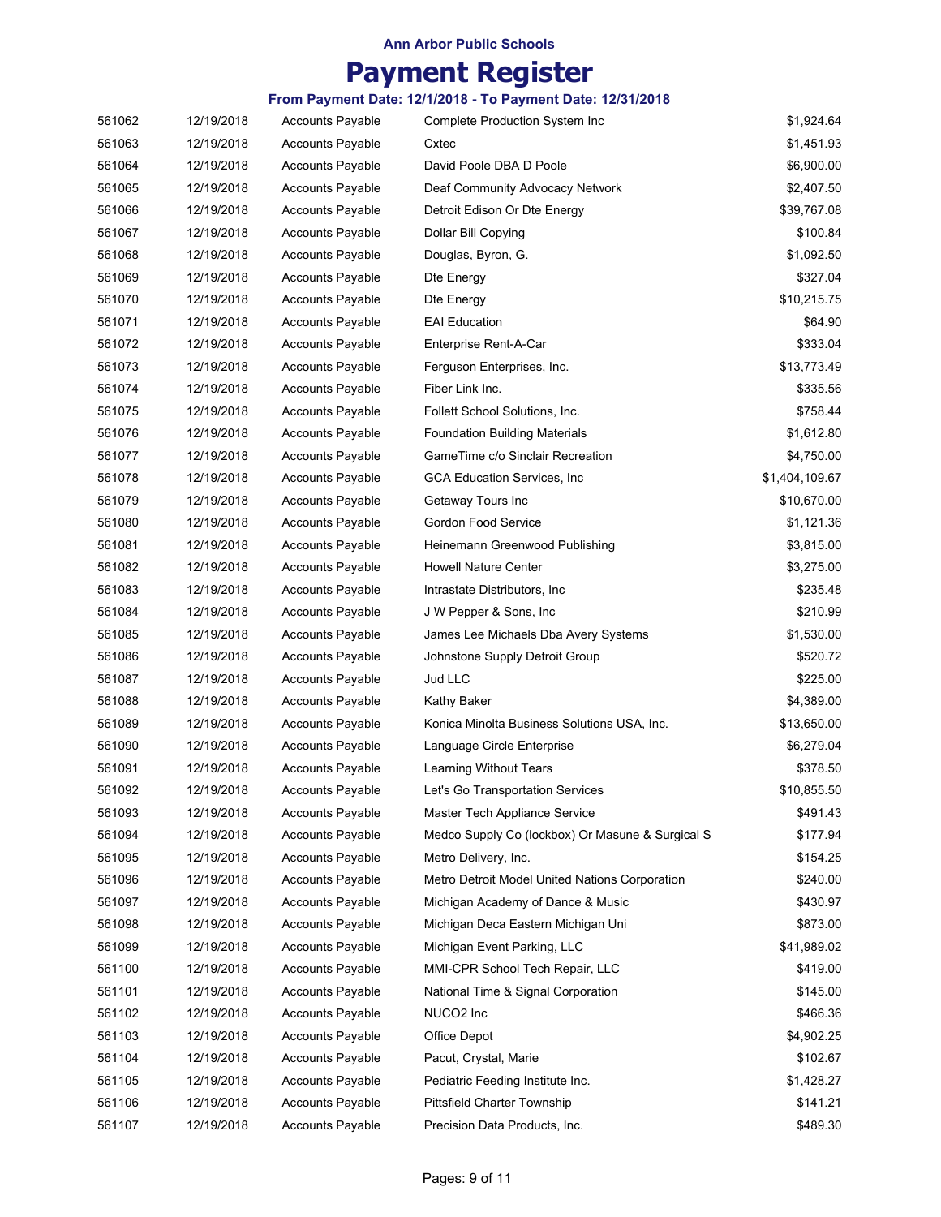**Ann Arbor Public Schools**

# Payment Register

**From Payment Date: 12/1/2018 - To Payment Date: 12/31/2018**

| | | | | |
|---|---|---|---|---|
| 561062 | 12/19/2018 | Accounts Payable | Complete Production System Inc | $1,924.64 |
| 561063 | 12/19/2018 | Accounts Payable | Cxtec | $1,451.93 |
| 561064 | 12/19/2018 | Accounts Payable | David Poole DBA D Poole | $6,900.00 |
| 561065 | 12/19/2018 | Accounts Payable | Deaf Community Advocacy Network | $2,407.50 |
| 561066 | 12/19/2018 | Accounts Payable | Detroit Edison Or Dte Energy | $39,767.08 |
| 561067 | 12/19/2018 | Accounts Payable | Dollar Bill Copying | $100.84 |
| 561068 | 12/19/2018 | Accounts Payable | Douglas, Byron, G. | $1,092.50 |
| 561069 | 12/19/2018 | Accounts Payable | Dte Energy | $327.04 |
| 561070 | 12/19/2018 | Accounts Payable | Dte Energy | $10,215.75 |
| 561071 | 12/19/2018 | Accounts Payable | EAI Education | $64.90 |
| 561072 | 12/19/2018 | Accounts Payable | Enterprise Rent-A-Car | $333.04 |
| 561073 | 12/19/2018 | Accounts Payable | Ferguson Enterprises, Inc. | $13,773.49 |
| 561074 | 12/19/2018 | Accounts Payable | Fiber Link Inc. | $335.56 |
| 561075 | 12/19/2018 | Accounts Payable | Follett School Solutions, Inc. | $758.44 |
| 561076 | 12/19/2018 | Accounts Payable | Foundation Building Materials | $1,612.80 |
| 561077 | 12/19/2018 | Accounts Payable | GameTime c/o Sinclair Recreation | $4,750.00 |
| 561078 | 12/19/2018 | Accounts Payable | GCA Education Services, Inc | $1,404,109.67 |
| 561079 | 12/19/2018 | Accounts Payable | Getaway Tours Inc | $10,670.00 |
| 561080 | 12/19/2018 | Accounts Payable | Gordon Food Service | $1,121.36 |
| 561081 | 12/19/2018 | Accounts Payable | Heinemann Greenwood Publishing | $3,815.00 |
| 561082 | 12/19/2018 | Accounts Payable | Howell Nature Center | $3,275.00 |
| 561083 | 12/19/2018 | Accounts Payable | Intrastate Distributors, Inc | $235.48 |
| 561084 | 12/19/2018 | Accounts Payable | J W Pepper & Sons, Inc | $210.99 |
| 561085 | 12/19/2018 | Accounts Payable | James Lee Michaels Dba Avery Systems | $1,530.00 |
| 561086 | 12/19/2018 | Accounts Payable | Johnstone Supply Detroit Group | $520.72 |
| 561087 | 12/19/2018 | Accounts Payable | Jud LLC | $225.00 |
| 561088 | 12/19/2018 | Accounts Payable | Kathy Baker | $4,389.00 |
| 561089 | 12/19/2018 | Accounts Payable | Konica Minolta Business Solutions USA, Inc. | $13,650.00 |
| 561090 | 12/19/2018 | Accounts Payable | Language Circle Enterprise | $6,279.04 |
| 561091 | 12/19/2018 | Accounts Payable | Learning Without Tears | $378.50 |
| 561092 | 12/19/2018 | Accounts Payable | Let's Go Transportation Services | $10,855.50 |
| 561093 | 12/19/2018 | Accounts Payable | Master Tech Appliance Service | $491.43 |
| 561094 | 12/19/2018 | Accounts Payable | Medco Supply Co (lockbox) Or Masune & Surgical S | $177.94 |
| 561095 | 12/19/2018 | Accounts Payable | Metro Delivery, Inc. | $154.25 |
| 561096 | 12/19/2018 | Accounts Payable | Metro Detroit Model United Nations Corporation | $240.00 |
| 561097 | 12/19/2018 | Accounts Payable | Michigan Academy of Dance & Music | $430.97 |
| 561098 | 12/19/2018 | Accounts Payable | Michigan Deca Eastern Michigan Uni | $873.00 |
| 561099 | 12/19/2018 | Accounts Payable | Michigan Event Parking, LLC | $41,989.02 |
| 561100 | 12/19/2018 | Accounts Payable | MMI-CPR School Tech Repair, LLC | $419.00 |
| 561101 | 12/19/2018 | Accounts Payable | National Time & Signal Corporation | $145.00 |
| 561102 | 12/19/2018 | Accounts Payable | NUCO2 Inc | $466.36 |
| 561103 | 12/19/2018 | Accounts Payable | Office Depot | $4,902.25 |
| 561104 | 12/19/2018 | Accounts Payable | Pacut, Crystal, Marie | $102.67 |
| 561105 | 12/19/2018 | Accounts Payable | Pediatric Feeding Institute Inc. | $1,428.27 |
| 561106 | 12/19/2018 | Accounts Payable | Pittsfield Charter Township | $141.21 |
| 561107 | 12/19/2018 | Accounts Payable | Precision Data Products, Inc. | $489.30 |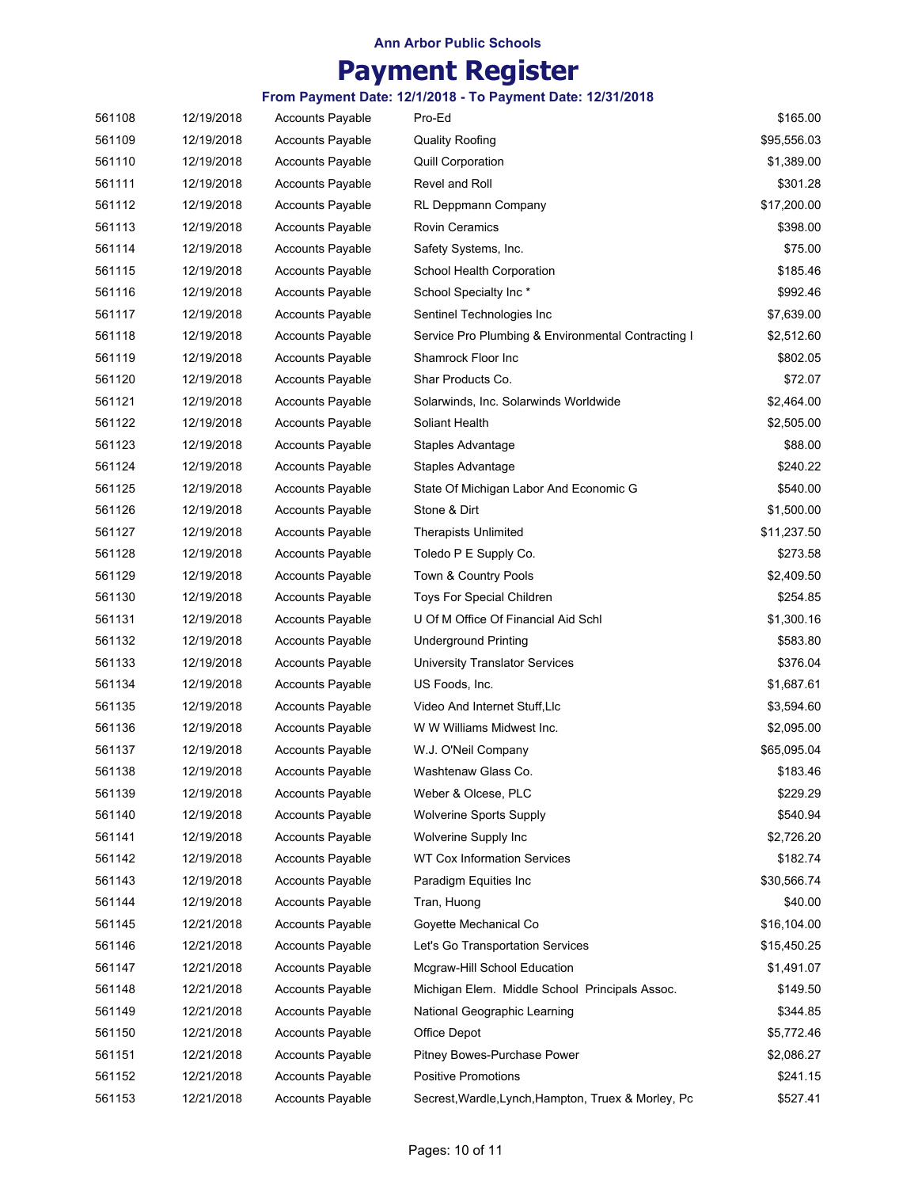**Ann Arbor Public Schools**

# Payment Register

**From Payment Date: 12/1/2018 - To Payment Date: 12/31/2018**

| | | | | |
|---|---|---|---|---|
| 561108 | 12/19/2018 | Accounts Payable | Pro-Ed | $165.00 |
| 561109 | 12/19/2018 | Accounts Payable | Quality Roofing | $95,556.03 |
| 561110 | 12/19/2018 | Accounts Payable | Quill Corporation | $1,389.00 |
| 561111 | 12/19/2018 | Accounts Payable | Revel and Roll | $301.28 |
| 561112 | 12/19/2018 | Accounts Payable | RL Deppmann Company | $17,200.00 |
| 561113 | 12/19/2018 | Accounts Payable | Rovin Ceramics | $398.00 |
| 561114 | 12/19/2018 | Accounts Payable | Safety Systems, Inc. | $75.00 |
| 561115 | 12/19/2018 | Accounts Payable | School Health Corporation | $185.46 |
| 561116 | 12/19/2018 | Accounts Payable | School Specialty Inc * | $992.46 |
| 561117 | 12/19/2018 | Accounts Payable | Sentinel Technologies Inc | $7,639.00 |
| 561118 | 12/19/2018 | Accounts Payable | Service Pro Plumbing & Environmental Contracting I | $2,512.60 |
| 561119 | 12/19/2018 | Accounts Payable | Shamrock Floor Inc | $802.05 |
| 561120 | 12/19/2018 | Accounts Payable | Shar Products Co. | $72.07 |
| 561121 | 12/19/2018 | Accounts Payable | Solarwinds, Inc. Solarwinds Worldwide | $2,464.00 |
| 561122 | 12/19/2018 | Accounts Payable | Soliant Health | $2,505.00 |
| 561123 | 12/19/2018 | Accounts Payable | Staples Advantage | $88.00 |
| 561124 | 12/19/2018 | Accounts Payable | Staples Advantage | $240.22 |
| 561125 | 12/19/2018 | Accounts Payable | State Of Michigan Labor And Economic G | $540.00 |
| 561126 | 12/19/2018 | Accounts Payable | Stone & Dirt | $1,500.00 |
| 561127 | 12/19/2018 | Accounts Payable | Therapists Unlimited | $11,237.50 |
| 561128 | 12/19/2018 | Accounts Payable | Toledo P E Supply Co. | $273.58 |
| 561129 | 12/19/2018 | Accounts Payable | Town & Country Pools | $2,409.50 |
| 561130 | 12/19/2018 | Accounts Payable | Toys For Special Children | $254.85 |
| 561131 | 12/19/2018 | Accounts Payable | U Of M Office Of Financial Aid Schl | $1,300.16 |
| 561132 | 12/19/2018 | Accounts Payable | Underground Printing | $583.80 |
| 561133 | 12/19/2018 | Accounts Payable | University Translator Services | $376.04 |
| 561134 | 12/19/2018 | Accounts Payable | US Foods, Inc. | $1,687.61 |
| 561135 | 12/19/2018 | Accounts Payable | Video And Internet Stuff,Llc | $3,594.60 |
| 561136 | 12/19/2018 | Accounts Payable | W W Williams Midwest Inc. | $2,095.00 |
| 561137 | 12/19/2018 | Accounts Payable | W.J. O'Neil Company | $65,095.04 |
| 561138 | 12/19/2018 | Accounts Payable | Washtenaw Glass Co. | $183.46 |
| 561139 | 12/19/2018 | Accounts Payable | Weber & Olcese, PLC | $229.29 |
| 561140 | 12/19/2018 | Accounts Payable | Wolverine Sports Supply | $540.94 |
| 561141 | 12/19/2018 | Accounts Payable | Wolverine Supply Inc | $2,726.20 |
| 561142 | 12/19/2018 | Accounts Payable | WT Cox Information Services | $182.74 |
| 561143 | 12/19/2018 | Accounts Payable | Paradigm Equities Inc | $30,566.74 |
| 561144 | 12/19/2018 | Accounts Payable | Tran, Huong | $40.00 |
| 561145 | 12/21/2018 | Accounts Payable | Goyette Mechanical Co | $16,104.00 |
| 561146 | 12/21/2018 | Accounts Payable | Let's Go Transportation Services | $15,450.25 |
| 561147 | 12/21/2018 | Accounts Payable | Mcgraw-Hill School Education | $1,491.07 |
| 561148 | 12/21/2018 | Accounts Payable | Michigan Elem.  Middle School  Principals Assoc. | $149.50 |
| 561149 | 12/21/2018 | Accounts Payable | National Geographic Learning | $344.85 |
| 561150 | 12/21/2018 | Accounts Payable | Office Depot | $5,772.46 |
| 561151 | 12/21/2018 | Accounts Payable | Pitney Bowes-Purchase Power | $2,086.27 |
| 561152 | 12/21/2018 | Accounts Payable | Positive Promotions | $241.15 |
| 561153 | 12/21/2018 | Accounts Payable | Secrest,Wardle,Lynch,Hampton, Truex & Morley, Pc | $527.41 |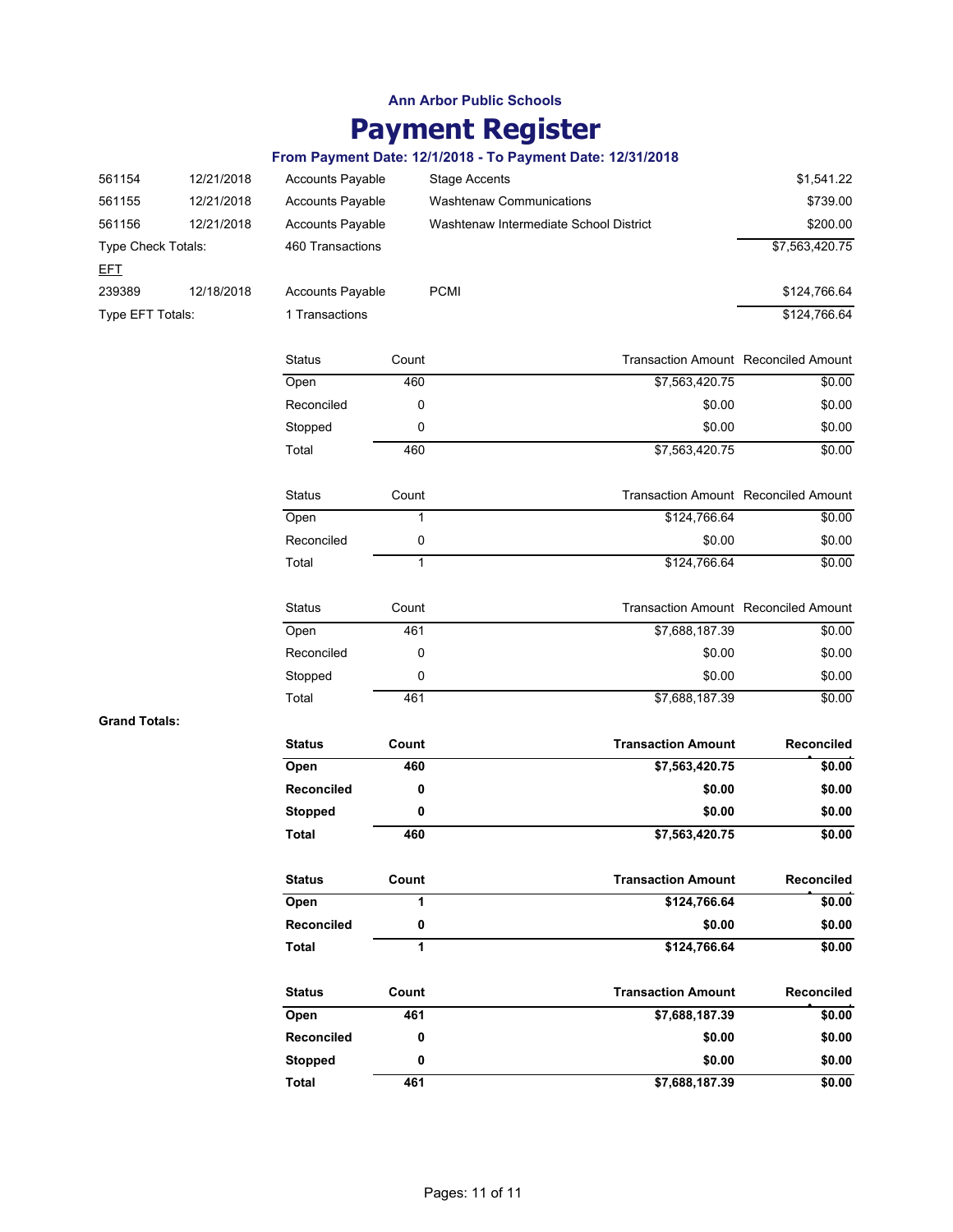**Ann Arbor Public Schools**

# Payment Register

**From Payment Date: 12/1/2018 - To Payment Date: 12/31/2018**

| | | | | |
|---|---|---|---|---|
| 561154 | 12/21/2018 | Accounts Payable | Stage Accents | $1,541.22 |
| 561155 | 12/21/2018 | Accounts Payable | Washtenaw Communications | $739.00 |
| 561156 | 12/21/2018 | Accounts Payable | Washtenaw Intermediate School District | $200.00 |
| Type Check Totals: | | 460 Transactions | | $7,563,420.75 |

EFT

| | | | | |
|---|---|---|---|---|
| 239389 | 12/18/2018 | Accounts Payable | PCMI | $124,766.64 |
| Type EFT Totals: | | 1 Transactions | | $124,766.64 |

| Status | Count | Transaction Amount | Reconciled Amount |
|---|---|---|---|
| Open | 460 | $7,563,420.75 | $0.00 |
| Reconciled | 0 | $0.00 | $0.00 |
| Stopped | 0 | $0.00 | $0.00 |
| Total | 460 | $7,563,420.75 | $0.00 |

| Status | Count | Transaction Amount | Reconciled Amount |
|---|---|---|---|
| Open | 1 | $124,766.64 | $0.00 |
| Reconciled | 0 | $0.00 | $0.00 |
| Total | 1 | $124,766.64 | $0.00 |

| Status | Count | Transaction Amount | Reconciled Amount |
|---|---|---|---|
| Open | 461 | $7,688,187.39 | $0.00 |
| Reconciled | 0 | $0.00 | $0.00 |
| Stopped | 0 | $0.00 | $0.00 |
| Total | 461 | $7,688,187.39 | $0.00 |

**Grand Totals:**

| **Status** | **Count** | **Transaction Amount** | **Reconciled** |
|---|---|---|---|
| **Open** | **460** | **$7,563,420.75** | **$0.00** |
| **Reconciled** | **0** | **$0.00** | **$0.00** |
| **Stopped** | **0** | **$0.00** | **$0.00** |
| **Total** | **460** | **$7,563,420.75** | **$0.00** |

| **Status** | **Count** | **Transaction Amount** | **Reconciled** |
|---|---|---|---|
| **Open** | **1** | **$124,766.64** | **$0.00** |
| **Reconciled** | **0** | **$0.00** | **$0.00** |
| **Total** | **1** | **$124,766.64** | **$0.00** |

| **Status** | **Count** | **Transaction Amount** | **Reconciled** |
|---|---|---|---|
| **Open** | **461** | **$7,688,187.39** | **$0.00** |
| **Reconciled** | **0** | **$0.00** | **$0.00** |
| **Stopped** | **0** | **$0.00** | **$0.00** |
| **Total** | **461** | **$7,688,187.39** | **$0.00** |